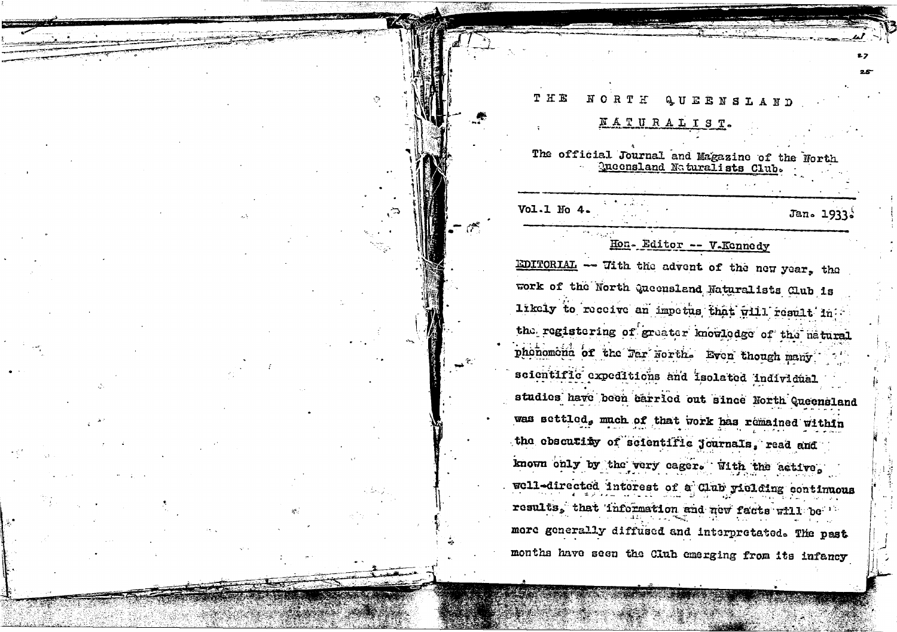# THE NORTH QUEENSLAND NATURALIST.

The official Journal and Magazine of the North Queensland Naturalists Club.

Vol.1 No 4. Jan. 1933.

Hon. Editor -- V.Kennedy

EDITORIAL -- With the advent of the new year, the work of the North Queensland Naturalists Club is likely to receive an impetus that will result in the registering of greater knowledge of the natural phenomena of the Far North. Even though many scientific expeditions and isolated individual studies have been carried out since North Queensland was settled, much of that work has remained within the obscurity of scientific journals, read and known only by the very eager. With the active, well-directed interest of a Club yielding continuous results, that information and new facts will be more generally diffused and interpretated. The past months have seen the Club emerging from its infancy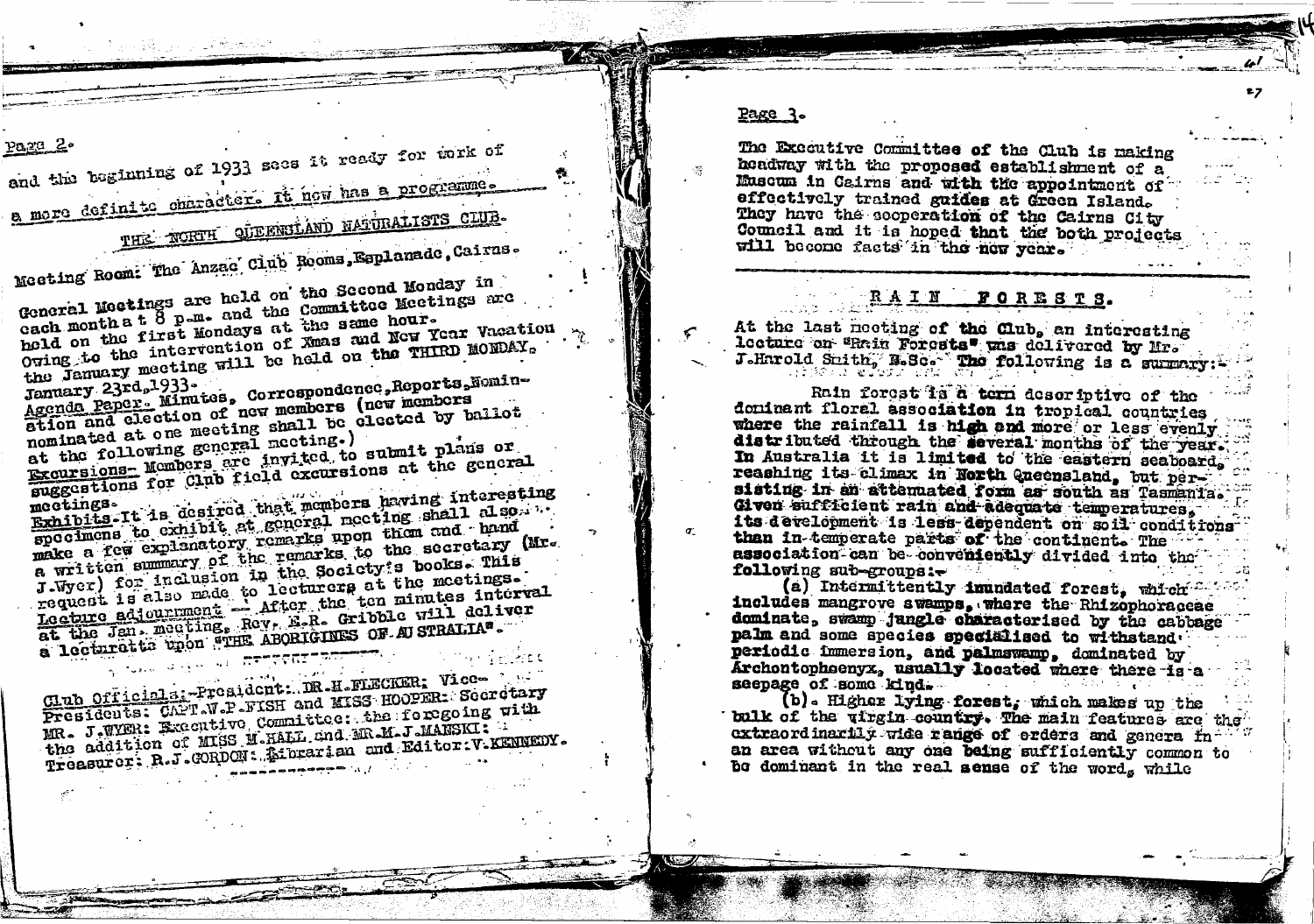and the beginning of 1933 sees it ready for work of a more definite character. It now has a programme.

## THE NORTH QUEENSLAND NATURALISTS CLUB.

Meeting Room: The Anzac Club Rooms, Esplanade, Cairns.

General Meetings are held on the Second Monday in each month at 8 p.m. and the Committee Meetings are held on the first Mondays at the same hour. Owing to the intervention of Xmas and New Year Vacation the January meeting will be held on the THIRD MONDAY, January 23rd, 1933.

Agenda Paper. Minutes, Correspondence, Reports, Nomination and election of new members (new members nominated at one meeting shall be elected by ballot at the following general meeting.)

Excursions- Members are invited to submit plans or suggestions for Club field excursions at the general meetings.

Exhibits-It is desired that members having interesting specimens to exhibit at general meeting shall also make a few explanatory remarks upon them and hand a written summary of the remarks to the secretary (Mr. J.Wyer) for inclusion in the Society's books. This request is also made to lecturers at the meetings.

Lecture adjournment -- After the ten minutes interval at the Jan. meeting, Rev. E.R. Gribble will deliver a lecturette upon "THE ABORIGINES OF AUSTRALIA".

Club Officials:-President: DR.H.FLECKER; Vice-Presidents: CAPT.W.P.FISH and MISS HOOPER: Secretary MR. J.WYER: Executive Committee: the foregoing with the addition of MISS M.HALL and MR.M.J.MANSKI: Treasurer: R.J.GORDON: Librarian and Editor: V.KENNEDY.

---

The Executive Committee of the Club is making headway with the proposed establishment of a Museum in Cairns and with the appointment of effectively trained guides at Green Island. They have the cooperation of the Cairns City Council and it is hoped that the both projects will become facts in the new year.

## RAIN FORESTS.

At the last meeting of the Club, an interesting lecture on "Rain Forests" was delivered by Mr. J.Harold Smith, B.Sc. The following is a summary:-

Rain forest is a term descriptive of the dominant floral association in tropical countries where the rainfall is high and more or less evenly distributed through the several months of the year. In Australia it is limited to the eastern seaboard, reaching its climax in North Queensland, but persisting in an attenuated form as south as Tasmania. Given sufficient rain and adequate temperatures, its development is less dependent on soil conditions than in temperate parts of the continent. The association can be conveniently divided into the following sub-groups:-

(a) Intermittently inundated forest, which includes mangrove swamps, where the Rhizophoraceae dominate, swamp jungle characterised by the cabbage palm and some species specialised to withstand periodic immersion, and palmswamp, dominated by Archontophoenyx, usually located where there is a seepage of some kind.

(b). Higher lying forest, which makes up the bulk of the virgin country. The main features are the extraordinarily wide range of orders and genera in an area without any one being sufficiently common to be dominant in the real sense of the word, while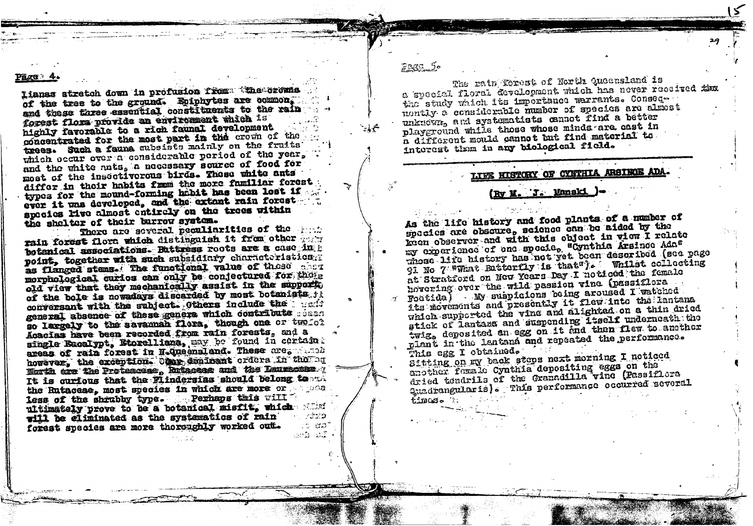Page 4.

Lianas stretch down in profusion from the crowns of the tree to the ground. Epiphytes are common, and these three essential constituents to the rain forest flora provide an environment which is highly favorable to a rich faunal development concentrated for the most part in the crown of the trees. Such a fauna subsists mainly on the fruits which occur over a considerable period of the year, and the white ants, a necessary source of food for most of the insectivorous birds. These white ants differ in their habits from the more familiar forest types for the mound-forming habit has been lost if ever it was developed, and the extant rain forest species live almost entirely on the trees within the shelter of their burrow system.

There are several peculiarities of the rain forest flora which distinguish it from other botanical associations. Buttress roots are a case in point, together with such subsidiary characteristics as flanged stems. The functional value of these morphological curios can only be conjectured for the old view that they mechanically assist in the support of the bole is nowadays discarded by most botanists conversant with the subject. Others include the general absence of these genera which contribute so largely to the savannah flora, though one or two of Acacias have been recorded from rain forests, and a single Eucalypt, Etorelliana, may be found in certain areas of rain forest in N.Queensland. These are, however, the exception. Our dominant orders in the North are the Proteaceae, Rutaceae and the Lauraceae. It is curious that the Flindersias should belong to the Rutaceae, most species in which are more or less of the shrubby type. Perhaps this will ultimately prove to be a botanical misfit, which will be eliminated as the systematics of rain forest species are more thoroughly worked out.

Page 5.

The rain forest of North Queensland is a special floral development which has never received the study which its importance warrants. Consequently a considerable number of species are almost unknown, and systematists cannot find a better playground while those whose minds are cast in a different mould cannot but find material to interest them in any biological field.

## LIFE HISTORY OF CYNTHIA ARSINOE ADA.

(By M. J. Manski )-

As the life history and food plants of a number of species are obscure, science can be aided by the keen observer and with this object in view I relate my experience of one specie, "Cynthia Arsinoe Ada" whose life history has not yet been described (see page 91 No 7 "What Butterfly is that"). Whilst collecting at Stratford on New Years Day I noticed the female hovering over the wild passion vine (passiflora Foetida) My suspicions being aroused I watched its movements and presently it flew into the lantana which supported the vine and alighted on a thin dried stick of lantana and suspending itself underneath the twig, deposited an egg on it and then flew to another plant in the lantana and repeated the performance. This egg I obtained.

Sitting on my back steps next morning I noticed another female Cynthia depositing eggs on the dried tendrils of the Granadilla vine (Passiflora Quadrangularis). This performance occurred several times.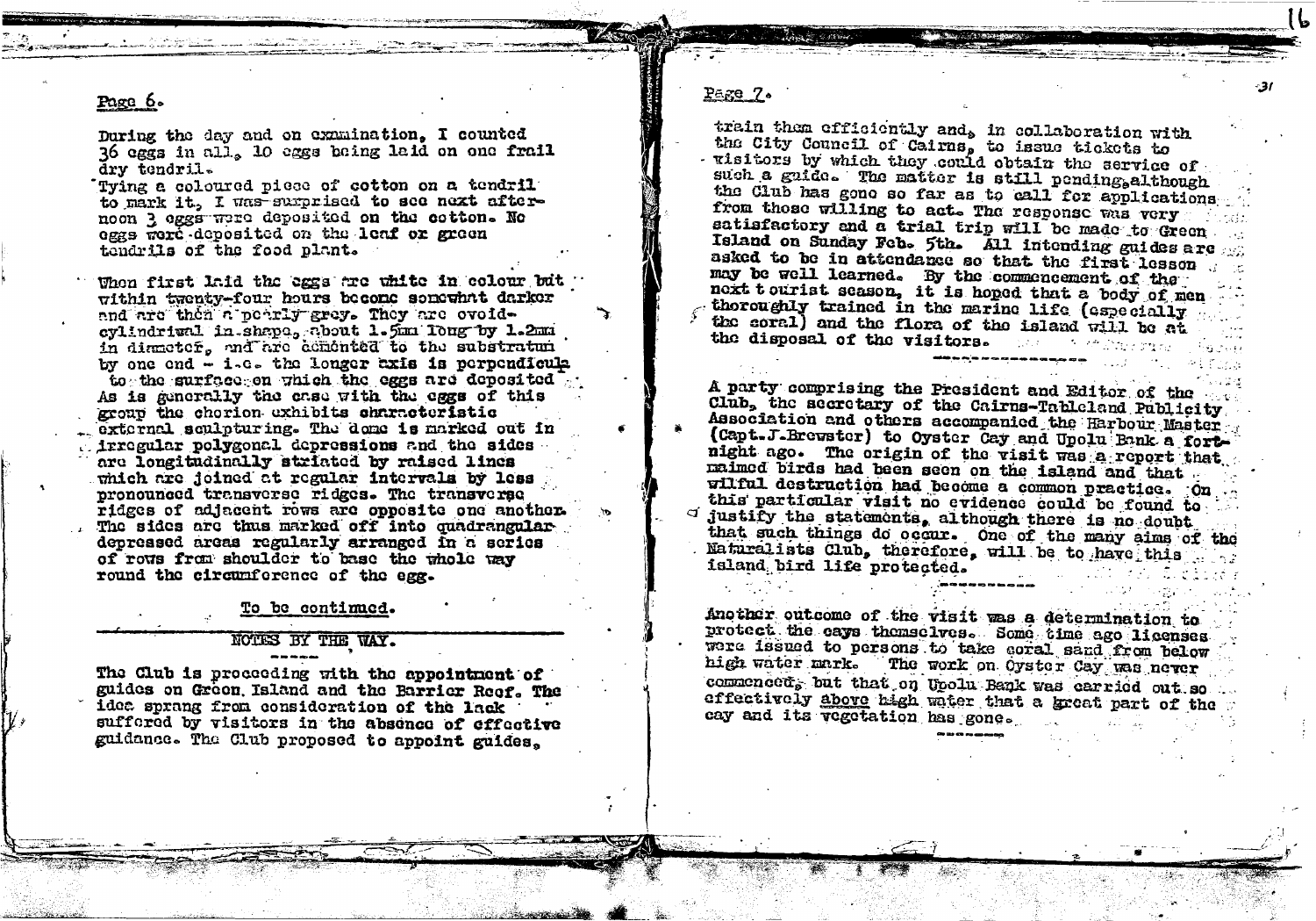During the day and on examination, I counted 36 eggs in all, 10 eggs being laid on one frail dry tendril.

Tying a coloured piece of cotton on a tendril to mark it, I was surprised to see next afternoon 3 eggs were deposited on the cotton. No eggs were deposited on the leaf or green tendrils of the food plant.

When first laid the eggs are white in colour but within twenty-four hours become somewhat darker and are then a pearly grey. They are ovoid-cylindrical in shape, about 1.5mm long by 1.2mm in diameter, and are cemented to the substratum by one end - i.e. the longer axis is perpendicular to the surface on which the eggs are deposited. As is generally the case with the eggs of this group the chorion exhibits characteristic external sculpturing. The dome is marked out in irregular polygonal depressions and the sides are longitudinally striated by raised lines which are joined at regular intervals by less pronounced transverse ridges. The transverse ridges of adjacent rows are opposite one another. The sides are thus marked off into quadrangular depressed areas regularly arranged in a series of rows from shoulder to base the whole way round the circumference of the egg.

To be continued.

## NOTES BY THE WAY.

The Club is proceeding with the appointment of guides on Green Island and the Barrier Reef. The idea sprang from consideration of the lack suffered by visitors in the absence of effective guidance. The Club proposed to appoint guides, train them efficiently and, in collaboration with the City Council of Cairns, to issue tickets to visitors by which they could obtain the service of such a guide. The matter is still pending, although the Club has gone so far as to call for applications from those willing to act. The response was very satisfactory and a trial trip will be made to Green Island on Sunday Feb. 5th. All intending guides are asked to be in attendance so that the first lesson may be well learned. By the commencement of the next tourist season, it is hoped that a body of men thoroughly trained in the marine life (especially the coral) and the flora of the island will be at the disposal of the visitors.

---

A party comprising the President and Editor of the Club, the secretary of the Cairns-Tableland Publicity Association and others accompanied the Harbour Master (Capt. J. Brewster) to Oyster Cay and Upolu Bank a fortnight ago. The origin of the visit was a report that maimed birds had been seen on the island and that wilful destruction had become a common practice. On this particular visit no evidence could be found to justify the statements, although there is no doubt that such things do occur. One of the many aims of the Naturalists Club, therefore, will be to have this island bird life protected.

---

Another outcome of the visit was a determination to protect the cays themselves. Some time ago licenses were issued to persons to take coral sand from below high water mark. The work on Oyster Cay was never commenced, but that on Upolu Bank was carried out so effectively above high water that a great part of the cay and its vegetation has gone.

---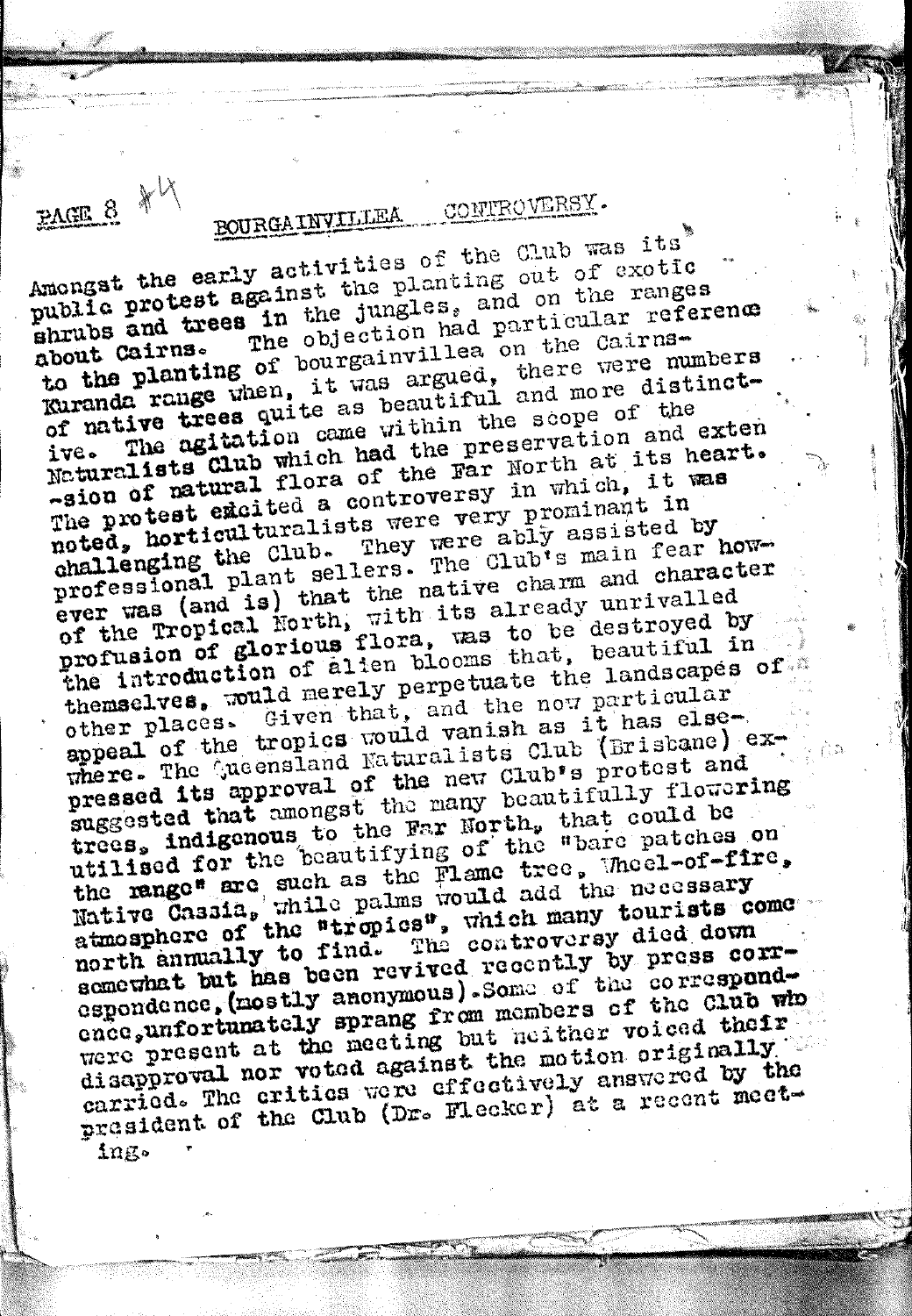PAGE 8 #4

## BOURGAINVILLEA CONTROVERSY.

Amongst the early activities of the Club was its public protest against the planting out of exotic shrubs and trees in the jungles, and on the ranges about Cairns. The objection had particular reference to the planting of bourgainvillea on the Cairns-Kuranda range when, it was argued, there were numbers of native trees quite as beautiful and more distinctive. The agitation came within the scope of the Naturalists Club which had the preservation and extension of natural flora of the Far North at its heart. The protest excited a controversy in which, it was noted, horticulturalists were very prominant in challenging the Club. They were ably assisted by professional plant sellers. The Club's main fear however was (and is) that the native charm and character of the Tropical North, with its already unrivalled profusion of glorious flora, was to be destroyed by the introduction of alien blooms that, beautiful in themselves, would merely perpetuate the landscapes of other places. Given that, and the now particular appeal of the tropics would vanish as it has elsewhere. The Queensland Naturalists Club (Brisbane) expressed its approval of the new Club's protest and suggested that amongst the many beautifully flowering trees, indigenous to the Far North, that could be utilised for the beautifying of the "bare patches on the range" are such as the Flame tree, Wheel-of-fire, Native Cassia, while palms would add the necessary atmosphere of the "tropics", which many tourists come north annually to find. The controversy died down somewhat but has been revived recently by press correspondence, (mostly anonymous). Some of the correspondence, unfortunately sprang from members of the Club who were present at the meeting but neither voiced their disapproval nor voted against the motion originally carried. The critics were effectively answered by the president of the Club (Dr. Flecker) at a recent meeting.